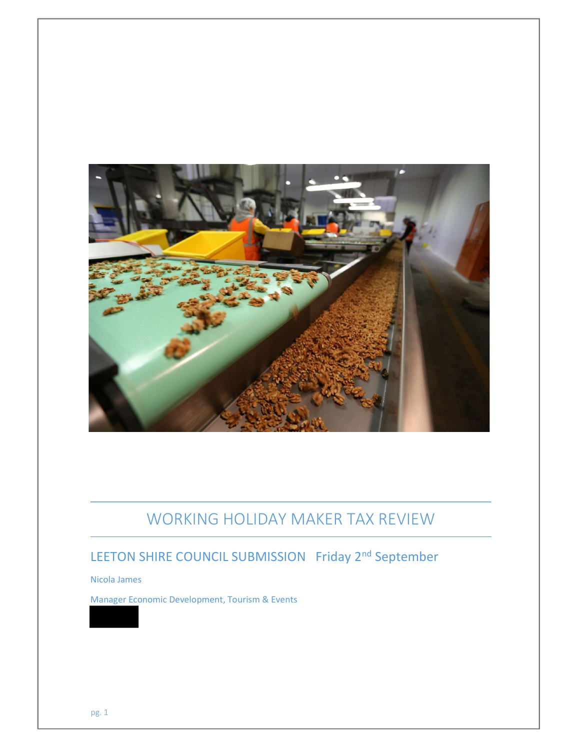# WORKING HOLIDAY MAKER TAX REVIEW

## LEETON SHIRE COUNCIL SUBMISSION   Friday 2nd September

Nicola James

Manager Economic Development, Tourism & Events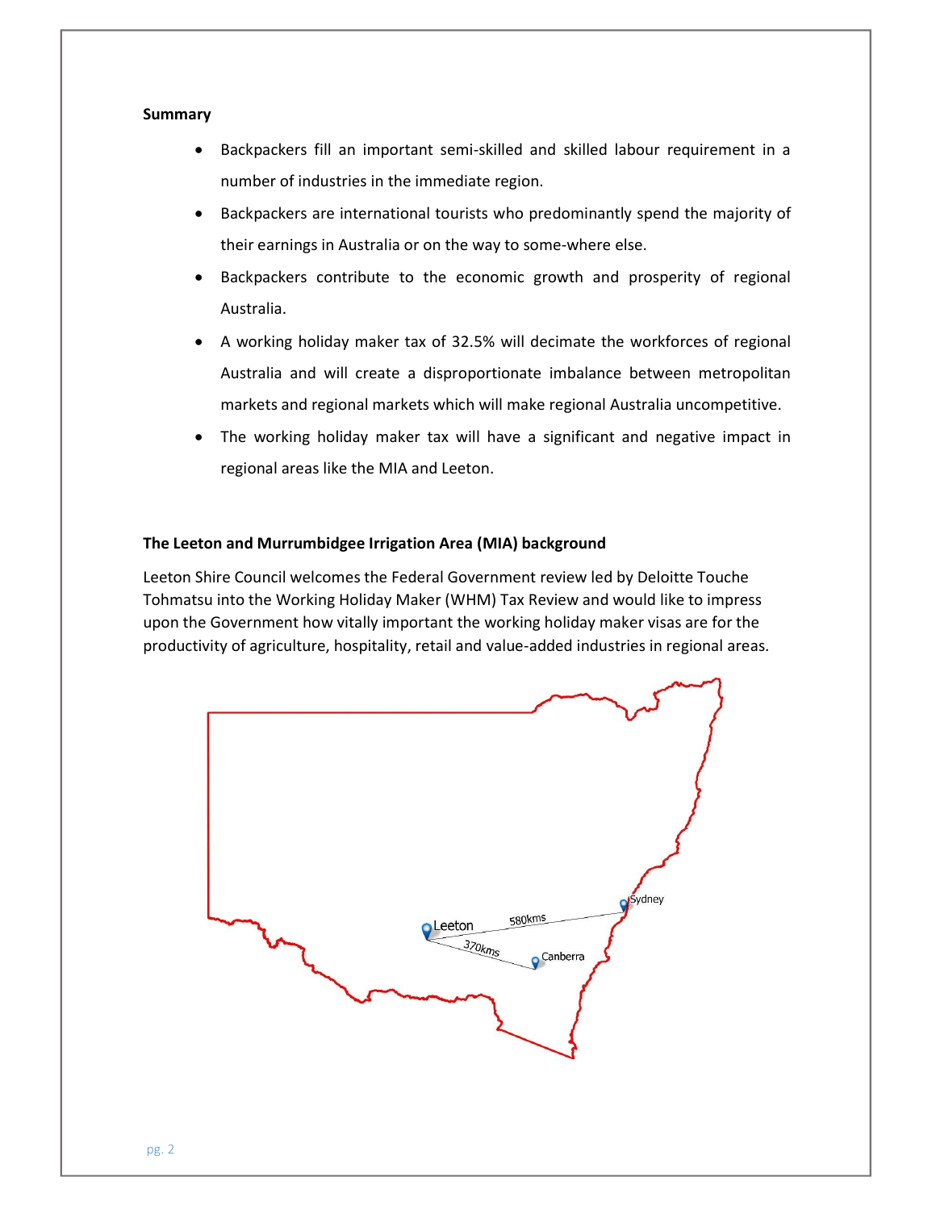**Summary**

- Backpackers fill an important semi-skilled and skilled labour requirement in a number of industries in the immediate region.
- Backpackers are international tourists who predominantly spend the majority of their earnings in Australia or on the way to some-where else.
- Backpackers contribute to the economic growth and prosperity of regional Australia.
- A working holiday maker tax of 32.5% will decimate the workforces of regional Australia and will create a disproportionate imbalance between metropolitan markets and regional markets which will make regional Australia uncompetitive.
- The working holiday maker tax will have a significant and negative impact in regional areas like the MIA and Leeton.

**The Leeton and Murrumbidgee Irrigation Area (MIA) background**

Leeton Shire Council welcomes the Federal Government review led by Deloitte Touche Tohmatsu into the Working Holiday Maker (WHM) Tax Review and would like to impress upon the Government how vitally important the working holiday maker visas are for the productivity of agriculture, hospitality, retail and value-added industries in regional areas.

Leeton 580kms Sydney

370kms Canberra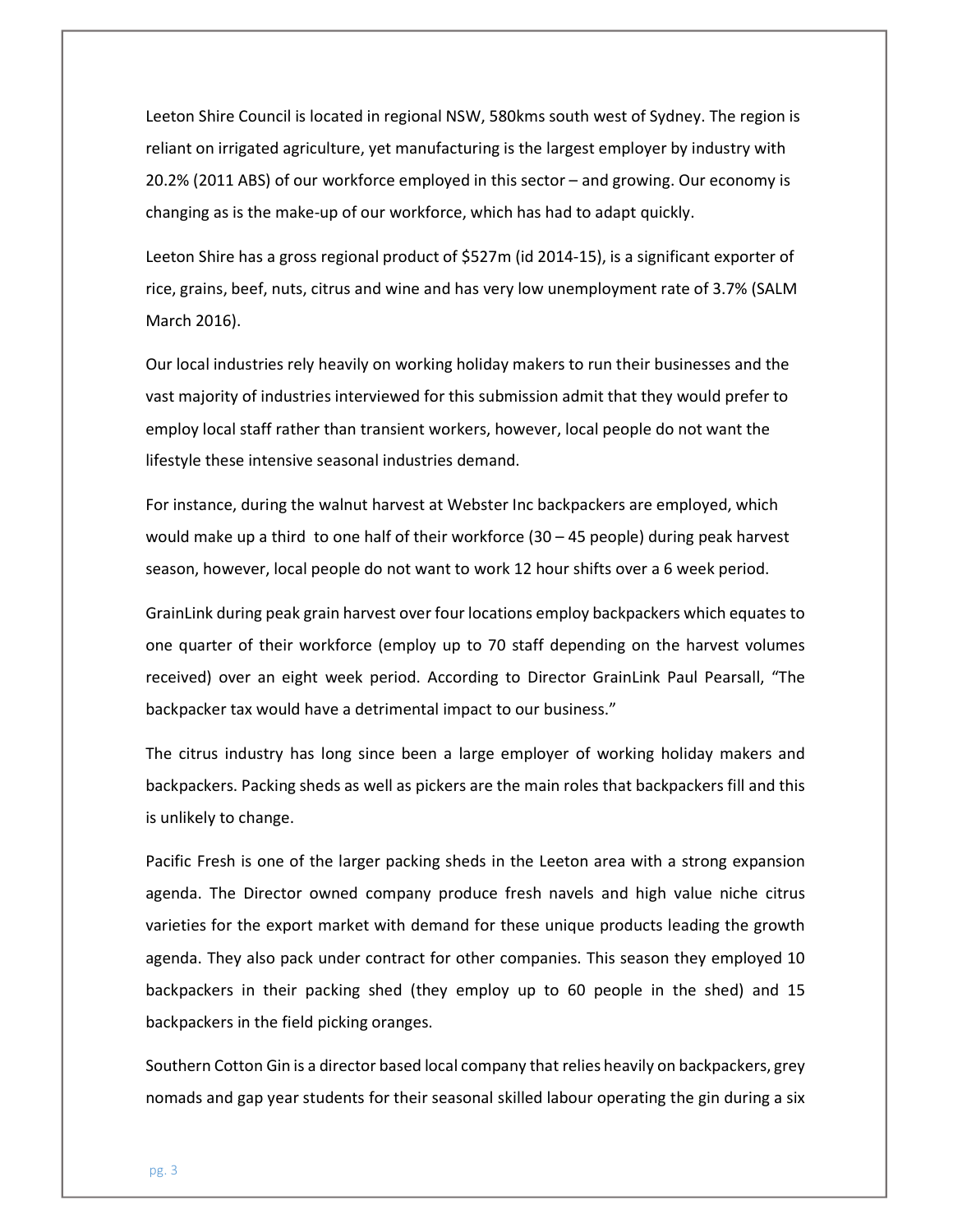Leeton Shire Council is located in regional NSW, 580kms south west of Sydney. The region is reliant on irrigated agriculture, yet manufacturing is the largest employer by industry with 20.2% (2011 ABS) of our workforce employed in this sector – and growing. Our economy is changing as is the make-up of our workforce, which has had to adapt quickly.

Leeton Shire has a gross regional product of $527m (id 2014-15), is a significant exporter of rice, grains, beef, nuts, citrus and wine and has very low unemployment rate of 3.7% (SALM March 2016).

Our local industries rely heavily on working holiday makers to run their businesses and the vast majority of industries interviewed for this submission admit that they would prefer to employ local staff rather than transient workers, however, local people do not want the lifestyle these intensive seasonal industries demand.

For instance, during the walnut harvest at Webster Inc backpackers are employed, which would make up a third to one half of their workforce (30 – 45 people) during peak harvest season, however, local people do not want to work 12 hour shifts over a 6 week period.

GrainLink during peak grain harvest over four locations employ backpackers which equates to one quarter of their workforce (employ up to 70 staff depending on the harvest volumes received) over an eight week period. According to Director GrainLink Paul Pearsall, "The backpacker tax would have a detrimental impact to our business."

The citrus industry has long since been a large employer of working holiday makers and backpackers. Packing sheds as well as pickers are the main roles that backpackers fill and this is unlikely to change.

Pacific Fresh is one of the larger packing sheds in the Leeton area with a strong expansion agenda. The Director owned company produce fresh navels and high value niche citrus varieties for the export market with demand for these unique products leading the growth agenda. They also pack under contract for other companies. This season they employed 10 backpackers in their packing shed (they employ up to 60 people in the shed) and 15 backpackers in the field picking oranges.

Southern Cotton Gin is a director based local company that relies heavily on backpackers, grey nomads and gap year students for their seasonal skilled labour operating the gin during a six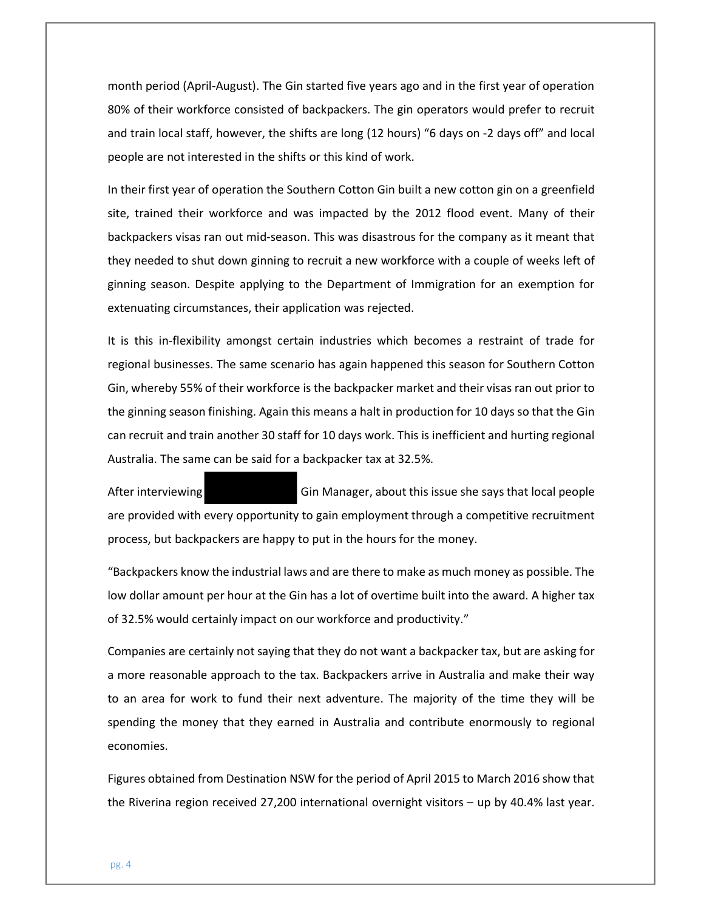month period (April-August). The Gin started five years ago and in the first year of operation 80% of their workforce consisted of backpackers. The gin operators would prefer to recruit and train local staff, however, the shifts are long (12 hours) "6 days on -2 days off" and local people are not interested in the shifts or this kind of work.

In their first year of operation the Southern Cotton Gin built a new cotton gin on a greenfield site, trained their workforce and was impacted by the 2012 flood event. Many of their backpackers visas ran out mid-season. This was disastrous for the company as it meant that they needed to shut down ginning to recruit a new workforce with a couple of weeks left of ginning season. Despite applying to the Department of Immigration for an exemption for extenuating circumstances, their application was rejected.

It is this in-flexibility amongst certain industries which becomes a restraint of trade for regional businesses. The same scenario has again happened this season for Southern Cotton Gin, whereby 55% of their workforce is the backpacker market and their visas ran out prior to the ginning season finishing. Again this means a halt in production for 10 days so that the Gin can recruit and train another 30 staff for 10 days work. This is inefficient and hurting regional Australia. The same can be said for a backpacker tax at 32.5%.

After interviewing [REDACTED] Gin Manager, about this issue she says that local people are provided with every opportunity to gain employment through a competitive recruitment process, but backpackers are happy to put in the hours for the money.

"Backpackers know the industrial laws and are there to make as much money as possible. The low dollar amount per hour at the Gin has a lot of overtime built into the award. A higher tax of 32.5% would certainly impact on our workforce and productivity."

Companies are certainly not saying that they do not want a backpacker tax, but are asking for a more reasonable approach to the tax. Backpackers arrive in Australia and make their way to an area for work to fund their next adventure. The majority of the time they will be spending the money that they earned in Australia and contribute enormously to regional economies.

Figures obtained from Destination NSW for the period of April 2015 to March 2016 show that the Riverina region received 27,200 international overnight visitors – up by 40.4% last year.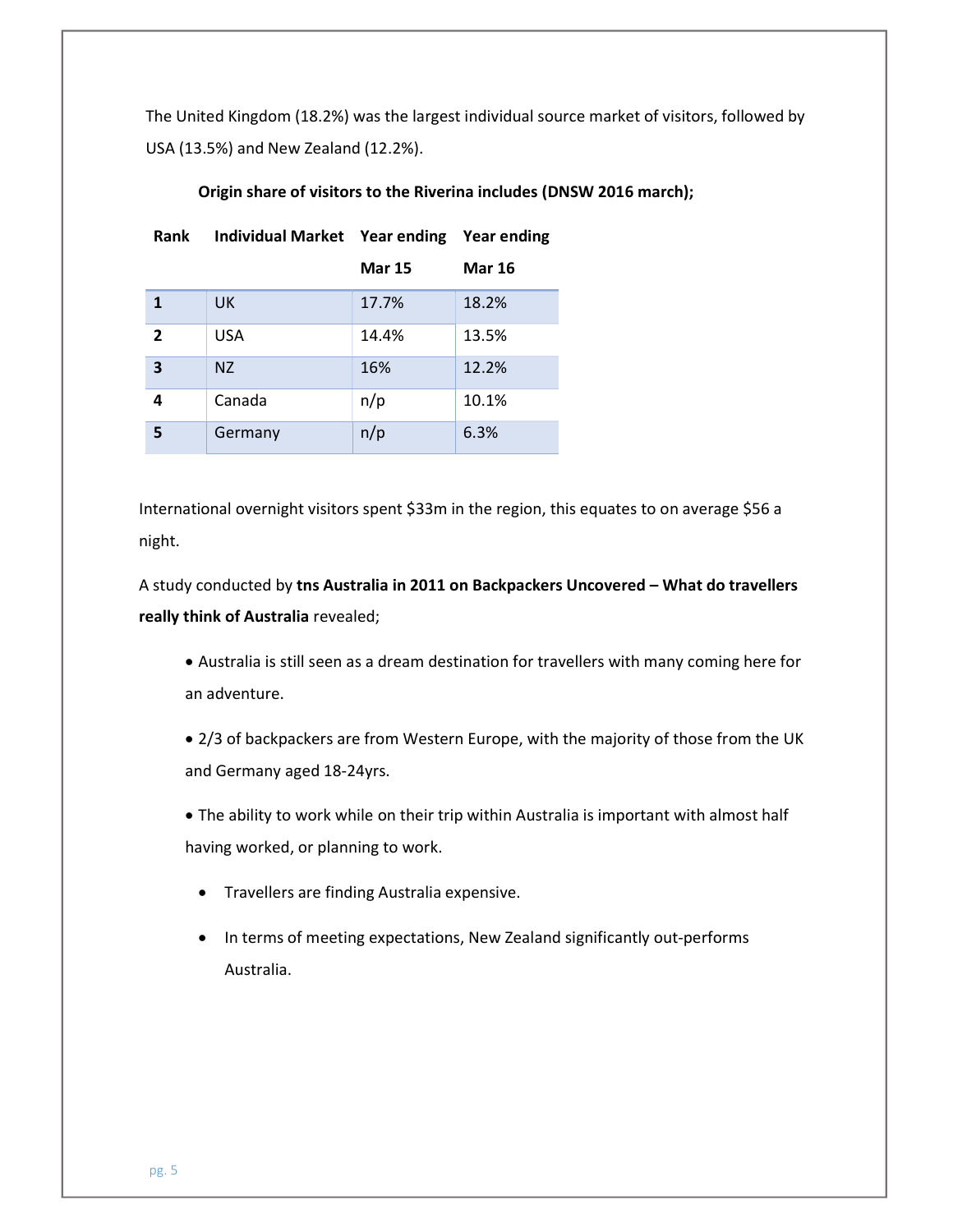The United Kingdom (18.2%) was the largest individual source market of visitors, followed by USA (13.5%) and New Zealand (12.2%).

**Origin share of visitors to the Riverina includes (DNSW 2016 march);**

| Rank | Individual Market | Year ending Mar 15 | Year ending Mar 16 |
|---|---|---|---|
| 1 | UK | 17.7% | 18.2% |
| 2 | USA | 14.4% | 13.5% |
| 3 | NZ | 16% | 12.2% |
| 4 | Canada | n/p | 10.1% |
| 5 | Germany | n/p | 6.3% |

International overnight visitors spent $33m in the region, this equates to on average $56 a night.

A study conducted by **tns Australia in 2011 on Backpackers Uncovered – What do travellers really think of Australia** revealed;

- Australia is still seen as a dream destination for travellers with many coming here for an adventure.
- 2/3 of backpackers are from Western Europe, with the majority of those from the UK and Germany aged 18-24yrs.
- The ability to work while on their trip within Australia is important with almost half having worked, or planning to work.
- Travellers are finding Australia expensive.
- In terms of meeting expectations, New Zealand significantly out-performs Australia.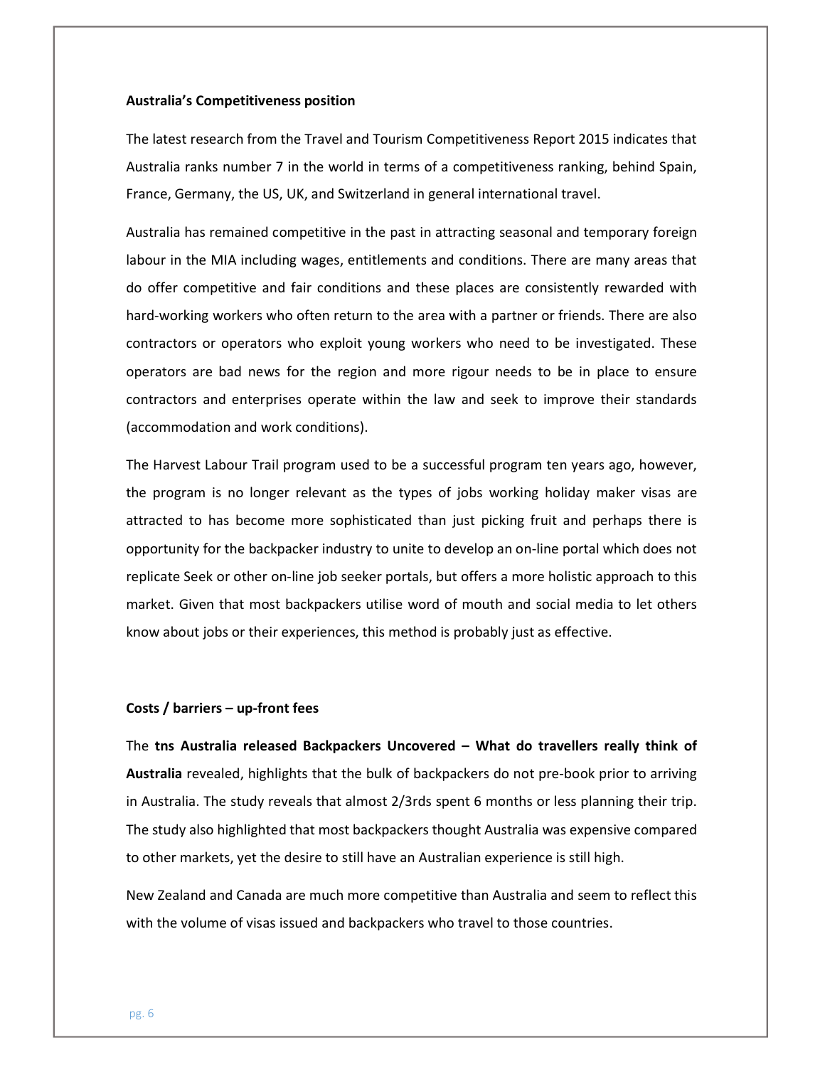**Australia's Competitiveness position**

The latest research from the Travel and Tourism Competitiveness Report 2015 indicates that Australia ranks number 7 in the world in terms of a competitiveness ranking, behind Spain, France, Germany, the US, UK, and Switzerland in general international travel.

Australia has remained competitive in the past in attracting seasonal and temporary foreign labour in the MIA including wages, entitlements and conditions. There are many areas that do offer competitive and fair conditions and these places are consistently rewarded with hard-working workers who often return to the area with a partner or friends. There are also contractors or operators who exploit young workers who need to be investigated. These operators are bad news for the region and more rigour needs to be in place to ensure contractors and enterprises operate within the law and seek to improve their standards (accommodation and work conditions).

The Harvest Labour Trail program used to be a successful program ten years ago, however, the program is no longer relevant as the types of jobs working holiday maker visas are attracted to has become more sophisticated than just picking fruit and perhaps there is opportunity for the backpacker industry to unite to develop an on-line portal which does not replicate Seek or other on-line job seeker portals, but offers a more holistic approach to this market. Given that most backpackers utilise word of mouth and social media to let others know about jobs or their experiences, this method is probably just as effective.

**Costs / barriers – up-front fees**

The **tns Australia released Backpackers Uncovered – What do travellers really think of Australia** revealed, highlights that the bulk of backpackers do not pre-book prior to arriving in Australia. The study reveals that almost 2/3rds spent 6 months or less planning their trip. The study also highlighted that most backpackers thought Australia was expensive compared to other markets, yet the desire to still have an Australian experience is still high.

New Zealand and Canada are much more competitive than Australia and seem to reflect this with the volume of visas issued and backpackers who travel to those countries.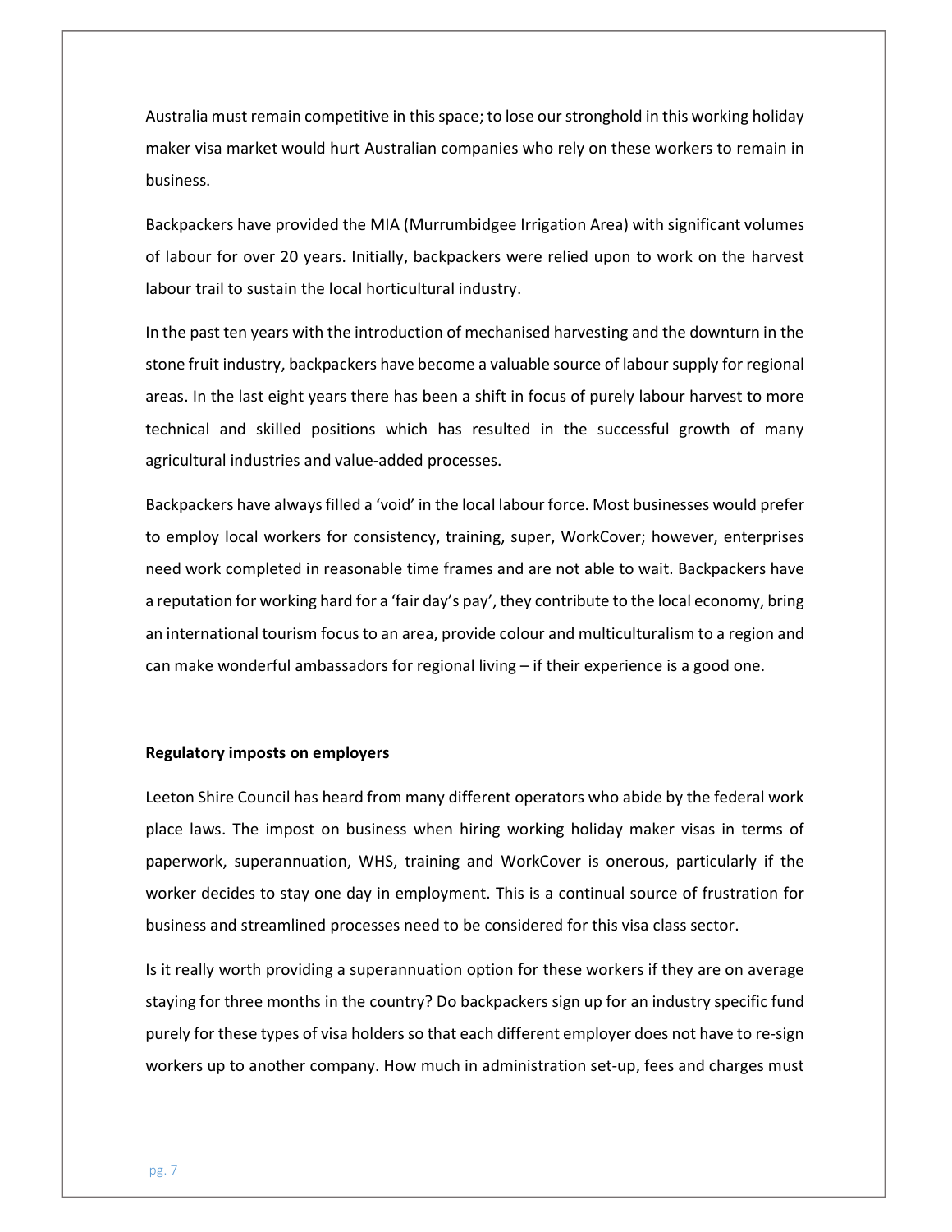Australia must remain competitive in this space; to lose our stronghold in this working holiday maker visa market would hurt Australian companies who rely on these workers to remain in business.

Backpackers have provided the MIA (Murrumbidgee Irrigation Area) with significant volumes of labour for over 20 years. Initially, backpackers were relied upon to work on the harvest labour trail to sustain the local horticultural industry.

In the past ten years with the introduction of mechanised harvesting and the downturn in the stone fruit industry, backpackers have become a valuable source of labour supply for regional areas. In the last eight years there has been a shift in focus of purely labour harvest to more technical and skilled positions which has resulted in the successful growth of many agricultural industries and value-added processes.

Backpackers have always filled a 'void' in the local labour force. Most businesses would prefer to employ local workers for consistency, training, super, WorkCover; however, enterprises need work completed in reasonable time frames and are not able to wait. Backpackers have a reputation for working hard for a 'fair day's pay', they contribute to the local economy, bring an international tourism focus to an area, provide colour and multiculturalism to a region and can make wonderful ambassadors for regional living – if their experience is a good one.

**Regulatory imposts on employers**

Leeton Shire Council has heard from many different operators who abide by the federal work place laws. The impost on business when hiring working holiday maker visas in terms of paperwork, superannuation, WHS, training and WorkCover is onerous, particularly if the worker decides to stay one day in employment. This is a continual source of frustration for business and streamlined processes need to be considered for this visa class sector.

Is it really worth providing a superannuation option for these workers if they are on average staying for three months in the country? Do backpackers sign up for an industry specific fund purely for these types of visa holders so that each different employer does not have to re-sign workers up to another company. How much in administration set-up, fees and charges must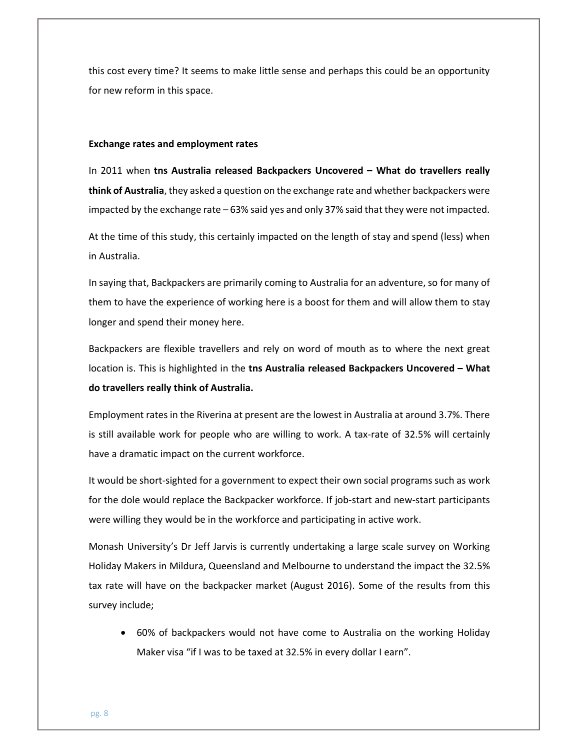this cost every time? It seems to make little sense and perhaps this could be an opportunity for new reform in this space.

**Exchange rates and employment rates**

In 2011 when **tns Australia released Backpackers Uncovered – What do travellers really think of Australia**, they asked a question on the exchange rate and whether backpackers were impacted by the exchange rate – 63% said yes and only 37% said that they were not impacted.

At the time of this study, this certainly impacted on the length of stay and spend (less) when in Australia.

In saying that, Backpackers are primarily coming to Australia for an adventure, so for many of them to have the experience of working here is a boost for them and will allow them to stay longer and spend their money here.

Backpackers are flexible travellers and rely on word of mouth as to where the next great location is. This is highlighted in the **tns Australia released Backpackers Uncovered – What do travellers really think of Australia.**

Employment rates in the Riverina at present are the lowest in Australia at around 3.7%. There is still available work for people who are willing to work. A tax-rate of 32.5% will certainly have a dramatic impact on the current workforce.

It would be short-sighted for a government to expect their own social programs such as work for the dole would replace the Backpacker workforce. If job-start and new-start participants were willing they would be in the workforce and participating in active work.

Monash University's Dr Jeff Jarvis is currently undertaking a large scale survey on Working Holiday Makers in Mildura, Queensland and Melbourne to understand the impact the 32.5% tax rate will have on the backpacker market (August 2016). Some of the results from this survey include;

- 60% of backpackers would not have come to Australia on the working Holiday Maker visa "if I was to be taxed at 32.5% in every dollar I earn".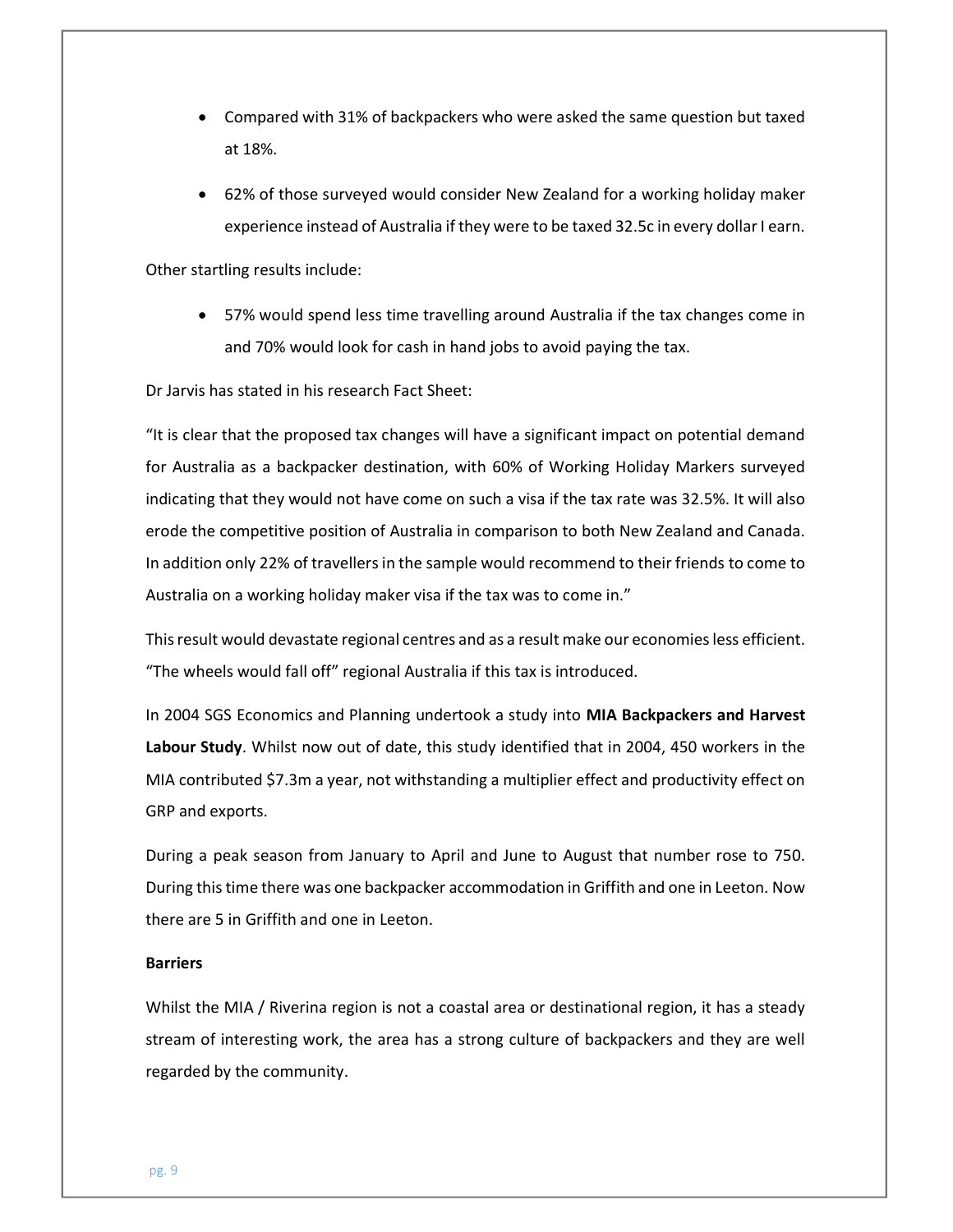- Compared with 31% of backpackers who were asked the same question but taxed at 18%.
- 62% of those surveyed would consider New Zealand for a working holiday maker experience instead of Australia if they were to be taxed 32.5c in every dollar I earn.

Other startling results include:

- 57% would spend less time travelling around Australia if the tax changes come in and 70% would look for cash in hand jobs to avoid paying the tax.

Dr Jarvis has stated in his research Fact Sheet:

"It is clear that the proposed tax changes will have a significant impact on potential demand for Australia as a backpacker destination, with 60% of Working Holiday Markers surveyed indicating that they would not have come on such a visa if the tax rate was 32.5%. It will also erode the competitive position of Australia in comparison to both New Zealand and Canada. In addition only 22% of travellers in the sample would recommend to their friends to come to Australia on a working holiday maker visa if the tax was to come in."

This result would devastate regional centres and as a result make our economies less efficient. "The wheels would fall off" regional Australia if this tax is introduced.

In 2004 SGS Economics and Planning undertook a study into **MIA Backpackers and Harvest Labour Study**. Whilst now out of date, this study identified that in 2004, 450 workers in the MIA contributed $7.3m a year, not withstanding a multiplier effect and productivity effect on GRP and exports.

During a peak season from January to April and June to August that number rose to 750. During this time there was one backpacker accommodation in Griffith and one in Leeton. Now there are 5 in Griffith and one in Leeton.

**Barriers**

Whilst the MIA / Riverina region is not a coastal area or destinational region, it has a steady stream of interesting work, the area has a strong culture of backpackers and they are well regarded by the community.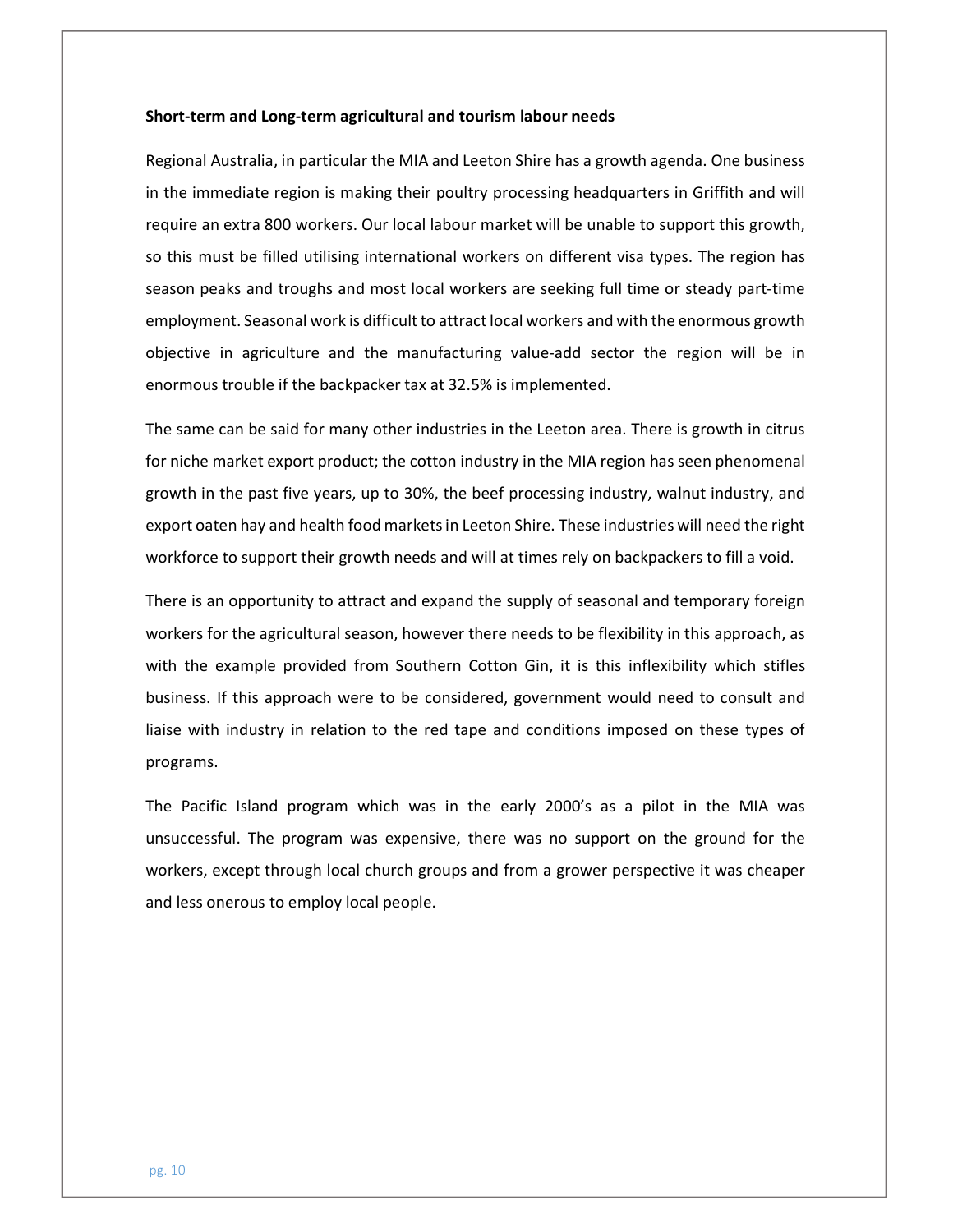**Short-term and Long-term agricultural and tourism labour needs**

Regional Australia, in particular the MIA and Leeton Shire has a growth agenda. One business in the immediate region is making their poultry processing headquarters in Griffith and will require an extra 800 workers. Our local labour market will be unable to support this growth, so this must be filled utilising international workers on different visa types. The region has season peaks and troughs and most local workers are seeking full time or steady part-time employment. Seasonal work is difficult to attract local workers and with the enormous growth objective in agriculture and the manufacturing value-add sector the region will be in enormous trouble if the backpacker tax at 32.5% is implemented.

The same can be said for many other industries in the Leeton area. There is growth in citrus for niche market export product; the cotton industry in the MIA region has seen phenomenal growth in the past five years, up to 30%, the beef processing industry, walnut industry, and export oaten hay and health food markets in Leeton Shire. These industries will need the right workforce to support their growth needs and will at times rely on backpackers to fill a void.

There is an opportunity to attract and expand the supply of seasonal and temporary foreign workers for the agricultural season, however there needs to be flexibility in this approach, as with the example provided from Southern Cotton Gin, it is this inflexibility which stifles business. If this approach were to be considered, government would need to consult and liaise with industry in relation to the red tape and conditions imposed on these types of programs.

The Pacific Island program which was in the early 2000's as a pilot in the MIA was unsuccessful. The program was expensive, there was no support on the ground for the workers, except through local church groups and from a grower perspective it was cheaper and less onerous to employ local people.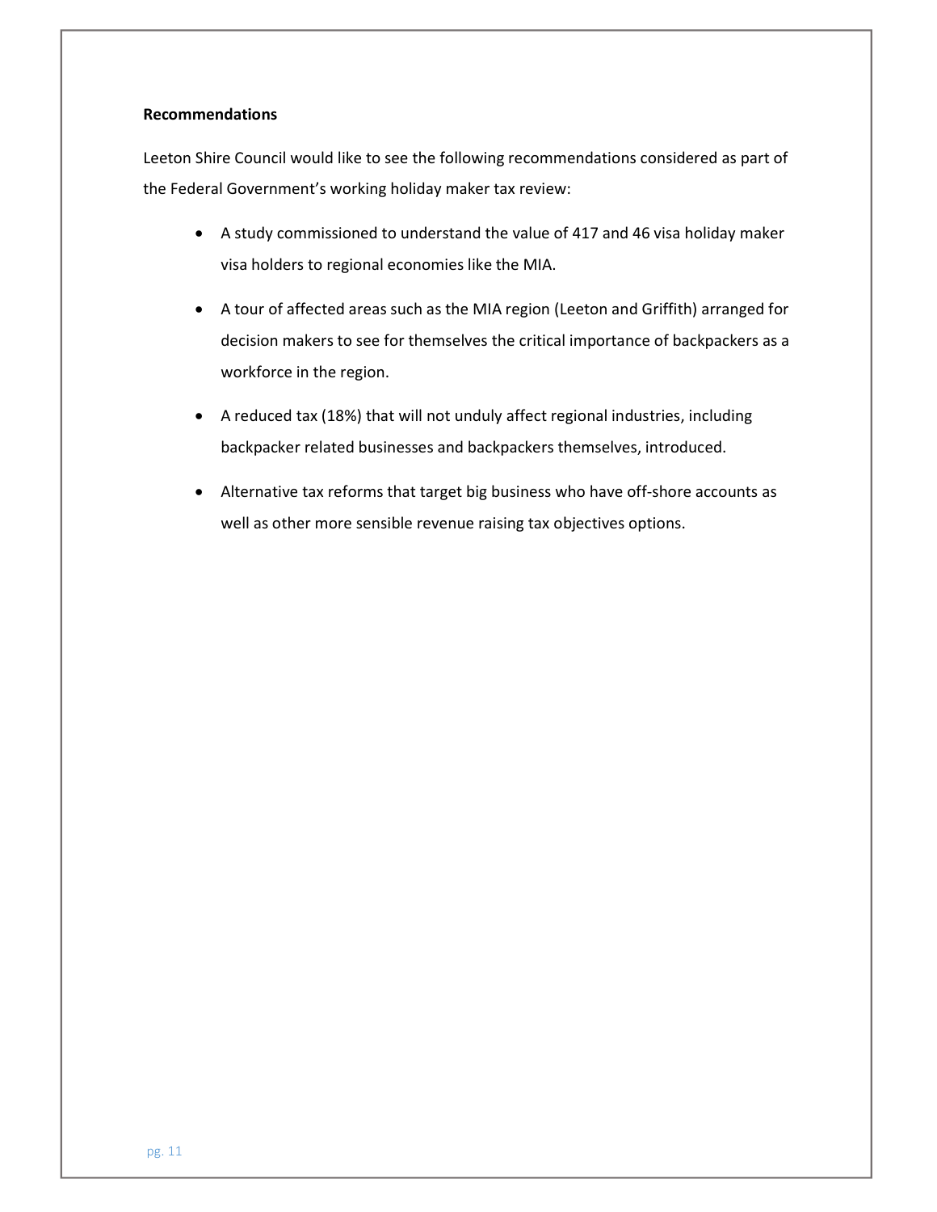**Recommendations**

Leeton Shire Council would like to see the following recommendations considered as part of the Federal Government's working holiday maker tax review:

- A study commissioned to understand the value of 417 and 46 visa holiday maker visa holders to regional economies like the MIA.
- A tour of affected areas such as the MIA region (Leeton and Griffith) arranged for decision makers to see for themselves the critical importance of backpackers as a workforce in the region.
- A reduced tax (18%) that will not unduly affect regional industries, including backpacker related businesses and backpackers themselves, introduced.
- Alternative tax reforms that target big business who have off-shore accounts as well as other more sensible revenue raising tax objectives options.